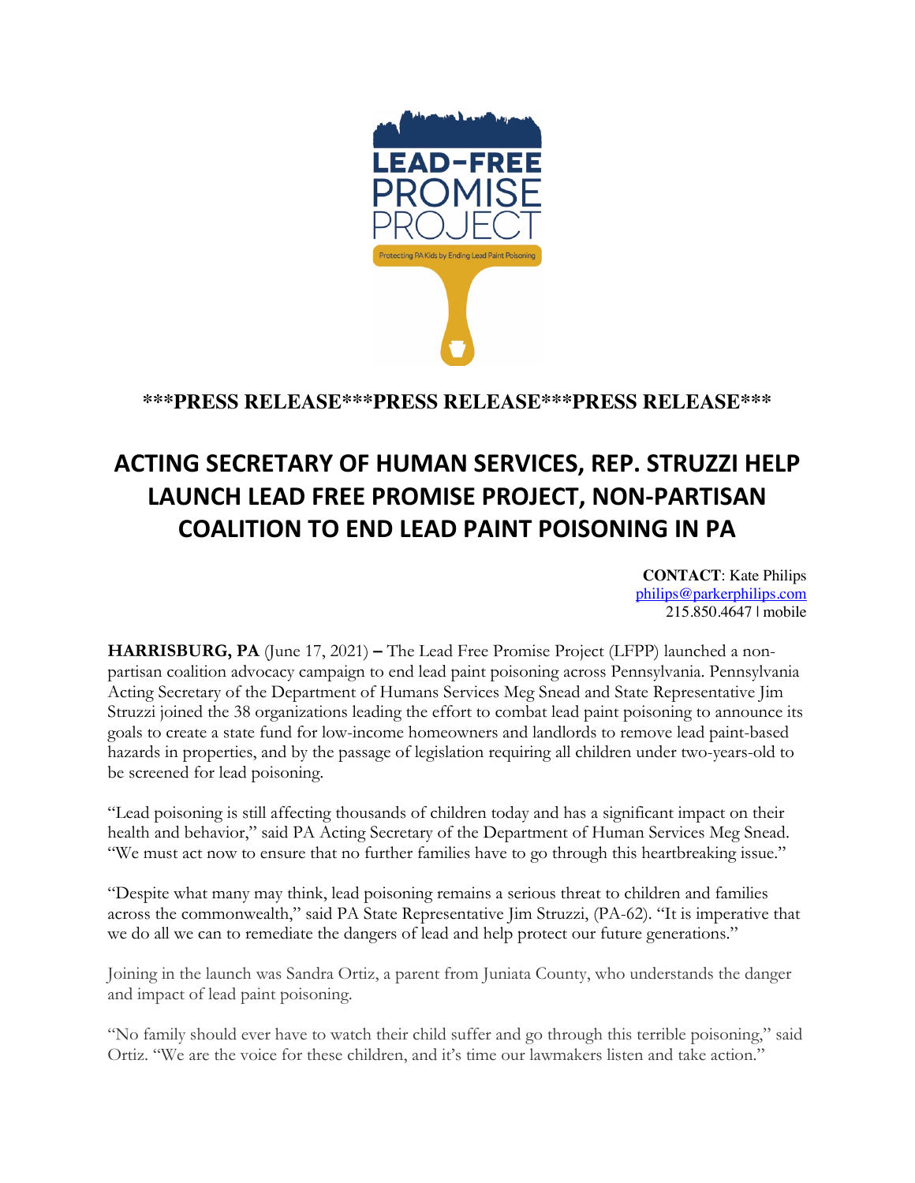LEAD-FREE PROMISE PROJECT

Protecting PA Kids by Ending Lead Paint Poisoning

**\*\*\*PRESS RELEASE\*\*\*PRESS RELEASE\*\*\*PRESS RELEASE\*\*\***

# ACTING SECRETARY OF HUMAN SERVICES, REP. STRUZZI HELP LAUNCH LEAD FREE PROMISE PROJECT, NON-PARTISAN COALITION TO END LEAD PAINT POISONING IN PA

**CONTACT**: Kate Philips
philips@parkerphilips.com
215.850.4647 | mobile

**HARRISBURG, PA** (June 17, 2021) **–** The Lead Free Promise Project (LFPP) launched a non-partisan coalition advocacy campaign to end lead paint poisoning across Pennsylvania. Pennsylvania Acting Secretary of the Department of Humans Services Meg Snead and State Representative Jim Struzzi joined the 38 organizations leading the effort to combat lead paint poisoning to announce its goals to create a state fund for low-income homeowners and landlords to remove lead paint-based hazards in properties, and by the passage of legislation requiring all children under two-years-old to be screened for lead poisoning.

"Lead poisoning is still affecting thousands of children today and has a significant impact on their health and behavior," said PA Acting Secretary of the Department of Human Services Meg Snead. "We must act now to ensure that no further families have to go through this heartbreaking issue."

"Despite what many may think, lead poisoning remains a serious threat to children and families across the commonwealth," said PA State Representative Jim Struzzi, (PA-62). "It is imperative that we do all we can to remediate the dangers of lead and help protect our future generations."

Joining in the launch was Sandra Ortiz, a parent from Juniata County, who understands the danger and impact of lead paint poisoning.

"No family should ever have to watch their child suffer and go through this terrible poisoning," said Ortiz. "We are the voice for these children, and it's time our lawmakers listen and take action."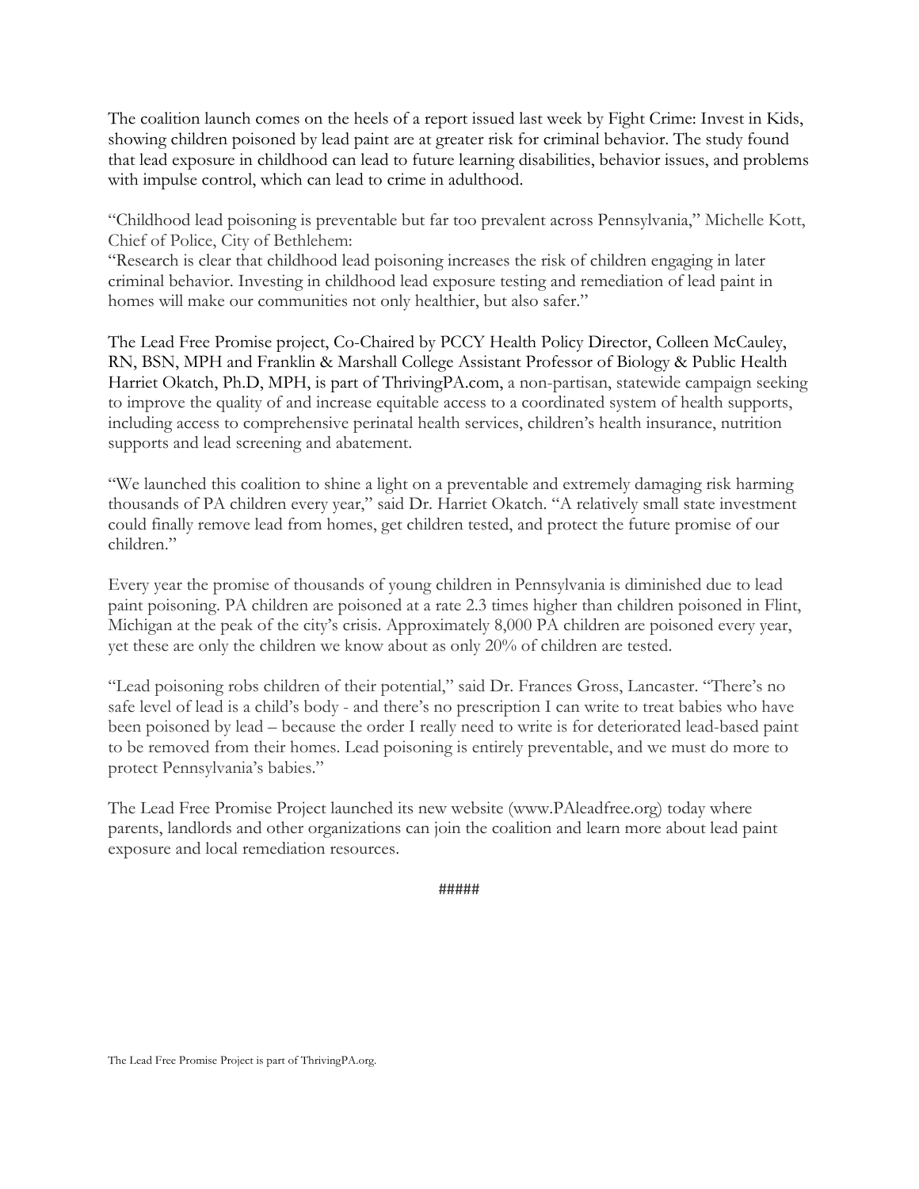The coalition launch comes on the heels of a report issued last week by Fight Crime: Invest in Kids, showing children poisoned by lead paint are at greater risk for criminal behavior. The study found that lead exposure in childhood can lead to future learning disabilities, behavior issues, and problems with impulse control, which can lead to crime in adulthood.

"Childhood lead poisoning is preventable but far too prevalent across Pennsylvania," Michelle Kott, Chief of Police, City of Bethlehem:
"Research is clear that childhood lead poisoning increases the risk of children engaging in later criminal behavior. Investing in childhood lead exposure testing and remediation of lead paint in homes will make our communities not only healthier, but also safer."

The Lead Free Promise project, Co-Chaired by PCCY Health Policy Director, Colleen McCauley, RN, BSN, MPH and Franklin & Marshall College Assistant Professor of Biology & Public Health Harriet Okatch, Ph.D, MPH, is part of ThrivingPA.com, a non-partisan, statewide campaign seeking to improve the quality of and increase equitable access to a coordinated system of health supports, including access to comprehensive perinatal health services, children's health insurance, nutrition supports and lead screening and abatement.

"We launched this coalition to shine a light on a preventable and extremely damaging risk harming thousands of PA children every year," said Dr. Harriet Okatch. "A relatively small state investment could finally remove lead from homes, get children tested, and protect the future promise of our children."

Every year the promise of thousands of young children in Pennsylvania is diminished due to lead paint poisoning. PA children are poisoned at a rate 2.3 times higher than children poisoned in Flint, Michigan at the peak of the city's crisis. Approximately 8,000 PA children are poisoned every year, yet these are only the children we know about as only 20% of children are tested.

"Lead poisoning robs children of their potential," said Dr. Frances Gross, Lancaster. "There's no safe level of lead is a child's body - and there's no prescription I can write to treat babies who have been poisoned by lead – because the order I really need to write is for deteriorated lead-based paint to be removed from their homes. Lead poisoning is entirely preventable, and we must do more to protect Pennsylvania's babies."

The Lead Free Promise Project launched its new website (www.PAleadfree.org) today where parents, landlords and other organizations can join the coalition and learn more about lead paint exposure and local remediation resources.

#####

The Lead Free Promise Project is part of ThrivingPA.org.